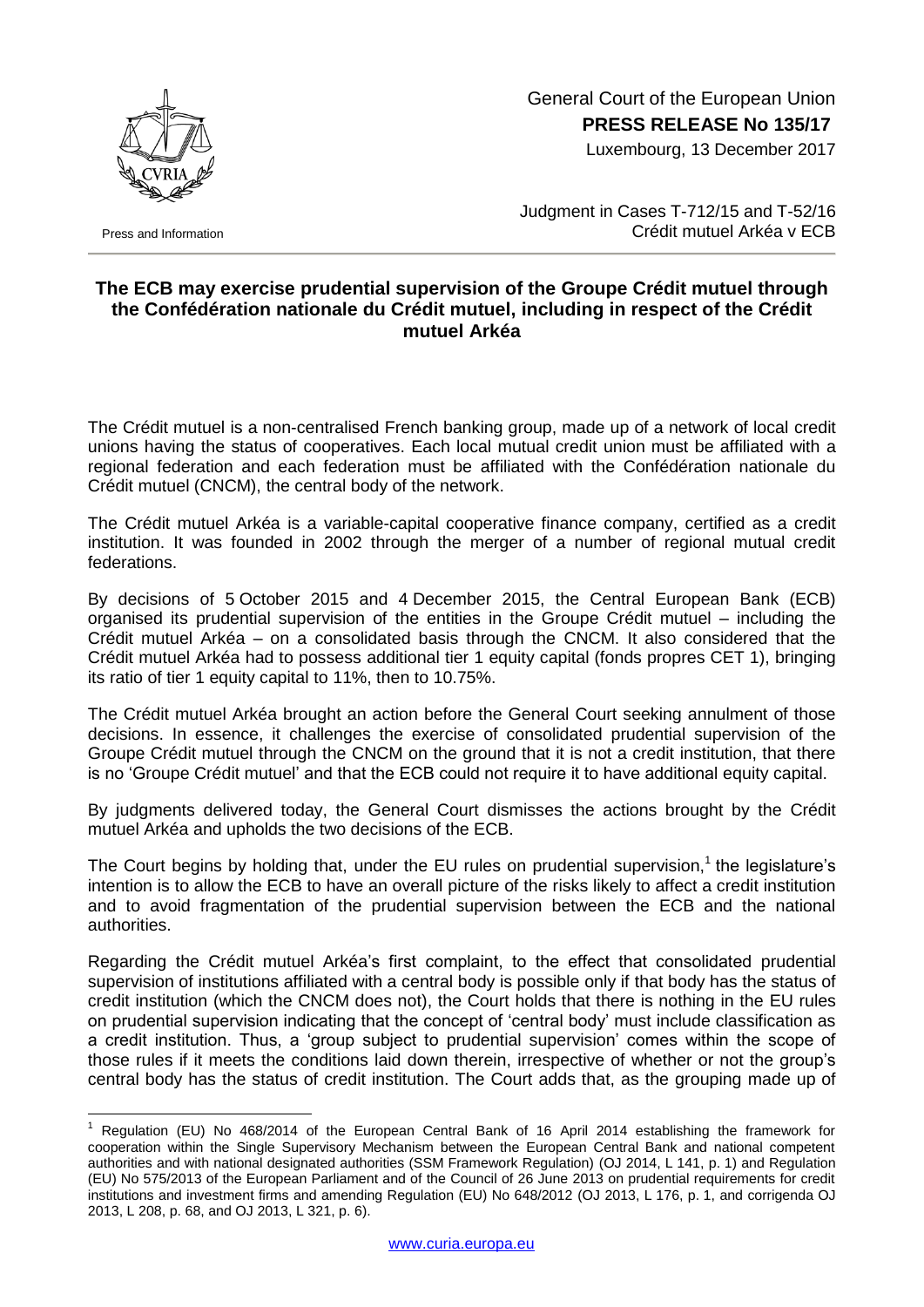General Court of the European Union
**PRESS RELEASE No 135/17**
Luxembourg, 13 December 2017

Press and Information

Judgment in Cases T-712/15 and T-52/16
Crédit mutuel Arkéa v ECB

## The ECB may exercise prudential supervision of the Groupe Crédit mutuel through the Confédération nationale du Crédit mutuel, including in respect of the Crédit mutuel Arkéa

The Crédit mutuel is a non-centralised French banking group, made up of a network of local credit unions having the status of cooperatives. Each local mutual credit union must be affiliated with a regional federation and each federation must be affiliated with the Confédération nationale du Crédit mutuel (CNCM), the central body of the network.

The Crédit mutuel Arkéa is a variable-capital cooperative finance company, certified as a credit institution. It was founded in 2002 through the merger of a number of regional mutual credit federations.

By decisions of 5 October 2015 and 4 December 2015, the Central European Bank (ECB) organised its prudential supervision of the entities in the Groupe Crédit mutuel – including the Crédit mutuel Arkéa – on a consolidated basis through the CNCM. It also considered that the Crédit mutuel Arkéa had to possess additional tier 1 equity capital (fonds propres CET 1), bringing its ratio of tier 1 equity capital to 11%, then to 10.75%.

The Crédit mutuel Arkéa brought an action before the General Court seeking annulment of those decisions. In essence, it challenges the exercise of consolidated prudential supervision of the Groupe Crédit mutuel through the CNCM on the ground that it is not a credit institution, that there is no 'Groupe Crédit mutuel' and that the ECB could not require it to have additional equity capital.

By judgments delivered today, the General Court dismisses the actions brought by the Crédit mutuel Arkéa and upholds the two decisions of the ECB.

The Court begins by holding that, under the EU rules on prudential supervision,[1] the legislature's intention is to allow the ECB to have an overall picture of the risks likely to affect a credit institution and to avoid fragmentation of the prudential supervision between the ECB and the national authorities.

Regarding the Crédit mutuel Arkéa's first complaint, to the effect that consolidated prudential supervision of institutions affiliated with a central body is possible only if that body has the status of credit institution (which the CNCM does not), the Court holds that there is nothing in the EU rules on prudential supervision indicating that the concept of 'central body' must include classification as a credit institution. Thus, a 'group subject to prudential supervision' comes within the scope of those rules if it meets the conditions laid down therein, irrespective of whether or not the group's central body has the status of credit institution. The Court adds that, as the grouping made up of

[1] Regulation (EU) No 468/2014 of the European Central Bank of 16 April 2014 establishing the framework for cooperation within the Single Supervisory Mechanism between the European Central Bank and national competent authorities and with national designated authorities (SSM Framework Regulation) (OJ 2014, L 141, p. 1) and Regulation (EU) No 575/2013 of the European Parliament and of the Council of 26 June 2013 on prudential requirements for credit institutions and investment firms and amending Regulation (EU) No 648/2012 (OJ 2013, L 176, p. 1, and corrigenda OJ 2013, L 208, p. 68, and OJ 2013, L 321, p. 6).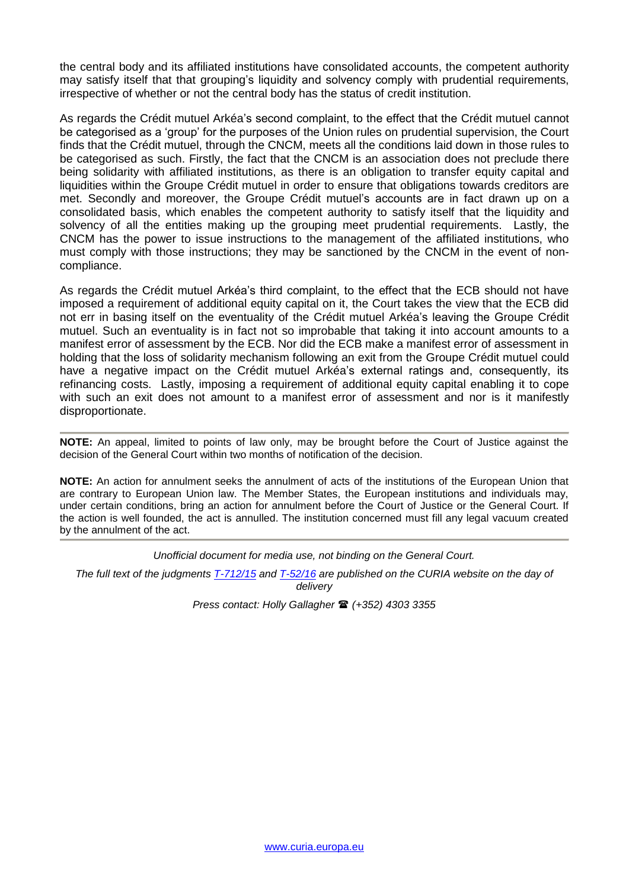the central body and its affiliated institutions have consolidated accounts, the competent authority may satisfy itself that that grouping's liquidity and solvency comply with prudential requirements, irrespective of whether or not the central body has the status of credit institution.

As regards the Crédit mutuel Arkéa's second complaint, to the effect that the Crédit mutuel cannot be categorised as a 'group' for the purposes of the Union rules on prudential supervision, the Court finds that the Crédit mutuel, through the CNCM, meets all the conditions laid down in those rules to be categorised as such. Firstly, the fact that the CNCM is an association does not preclude there being solidarity with affiliated institutions, as there is an obligation to transfer equity capital and liquidities within the Groupe Crédit mutuel in order to ensure that obligations towards creditors are met. Secondly and moreover, the Groupe Crédit mutuel's accounts are in fact drawn up on a consolidated basis, which enables the competent authority to satisfy itself that the liquidity and solvency of all the entities making up the grouping meet prudential requirements. Lastly, the CNCM has the power to issue instructions to the management of the affiliated institutions, who must comply with those instructions; they may be sanctioned by the CNCM in the event of non-compliance.

As regards the Crédit mutuel Arkéa's third complaint, to the effect that the ECB should not have imposed a requirement of additional equity capital on it, the Court takes the view that the ECB did not err in basing itself on the eventuality of the Crédit mutuel Arkéa's leaving the Groupe Crédit mutuel. Such an eventuality is in fact not so improbable that taking it into account amounts to a manifest error of assessment by the ECB. Nor did the ECB make a manifest error of assessment in holding that the loss of solidarity mechanism following an exit from the Groupe Crédit mutuel could have a negative impact on the Crédit mutuel Arkéa's external ratings and, consequently, its refinancing costs. Lastly, imposing a requirement of additional equity capital enabling it to cope with such an exit does not amount to a manifest error of assessment and nor is it manifestly disproportionate.

---

**NOTE:** An appeal, limited to points of law only, may be brought before the Court of Justice against the decision of the General Court within two months of notification of the decision.

**NOTE:** An action for annulment seeks the annulment of acts of the institutions of the European Union that are contrary to European Union law. The Member States, the European institutions and individuals may, under certain conditions, bring an action for annulment before the Court of Justice or the General Court. If the action is well founded, the act is annulled. The institution concerned must fill any legal vacuum created by the annulment of the act.

---

*Unofficial document for media use, not binding on the General Court.*

*The full text of the judgments T-712/15 and T-52/16 are published on the CURIA website on the day of delivery*

*Press contact: Holly Gallagher ☎ (+352) 4303 3355*

www.curia.europa.eu